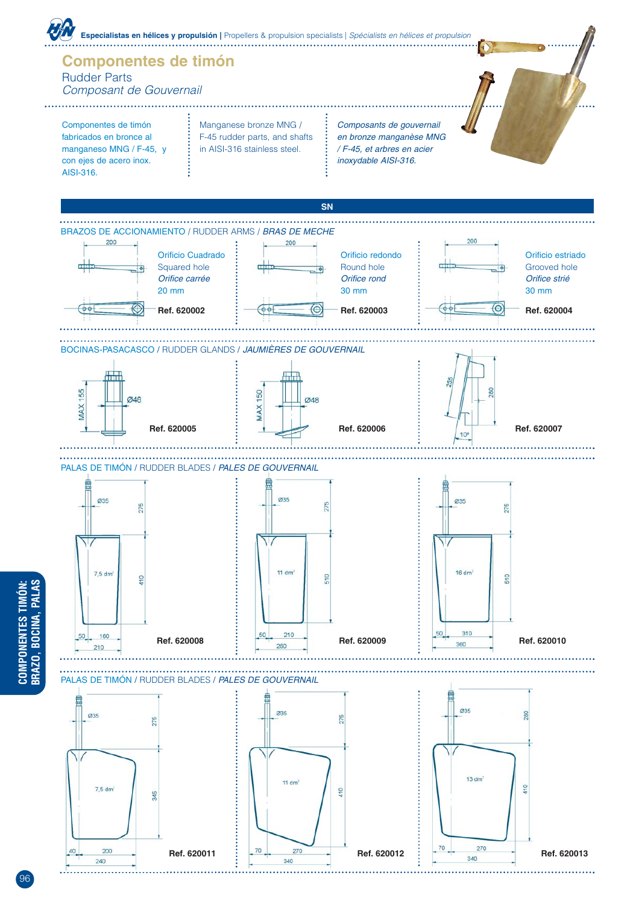**Especialistas en hélices y propulsión** | Propellers & propulsion specialists | *Spécialists en hélices et propulsion*

# Componentes de timón

## Rudder Parts

## *Composant de Gouvernail*

Componentes de timón fabricados en bronce al manganeso MNG / F-45, y con ejes de acero inox. AISI-316.

Manganese bronze MNG / F-45 rudder parts, and shafts in AISI-316 stainless steel.

*Composants de gouvernail en bronze manganèse MNG / F-45, et arbres en acier inoxydable AISI-316.*

**SN**

### BRAZOS DE ACCIONAMIENTO / RUDDER ARMS / *BRAS DE MECHE*

Orificio Cuadrado
Squared hole
*Orifice carrée*
20 mm
**Ref. 620002**

Orificio redondo
Round hole
*Orifice rond*
30 mm
**Ref. 620003**

Orificio estriado
Grooved hole
*Orifice strié*
30 mm
**Ref. 620004**

### BOCINAS-PASACASCO / RUDDER GLANDS / *JAUMIÈRES DE GOUVERNAIL*

MAX 155, Ø48 — **Ref. 620005**

MAX 150, Ø48 — **Ref. 620006**

235, 260, 10° — **Ref. 620007**

### PALAS DE TIMÓN / RUDDER BLADES / *PALES DE GOUVERNAIL*

Ø35, 275, 410, 7,5 dm², 50, 160, 210 — **Ref. 620008**

Ø35, 275, 510, 11 dm², 50, 210, 260 — **Ref. 620009**

Ø35, 275, 510, 16 dm², 50, 310, 360 — **Ref. 620010**

### PALAS DE TIMÓN / RUDDER BLADES / *PALES DE GOUVERNAIL*

Ø35, 275, 345, 7,5 dm², 40, 200, 240 — **Ref. 620011**

Ø35, 275, 410, 11 dm², 70, 270, 340 — **Ref. 620012**

Ø35, 280, 410, 13 dm², 70, 270, 340 — **Ref. 620013**

COMPONENTES TIMÓN: BRAZO, BOCINA, PALAS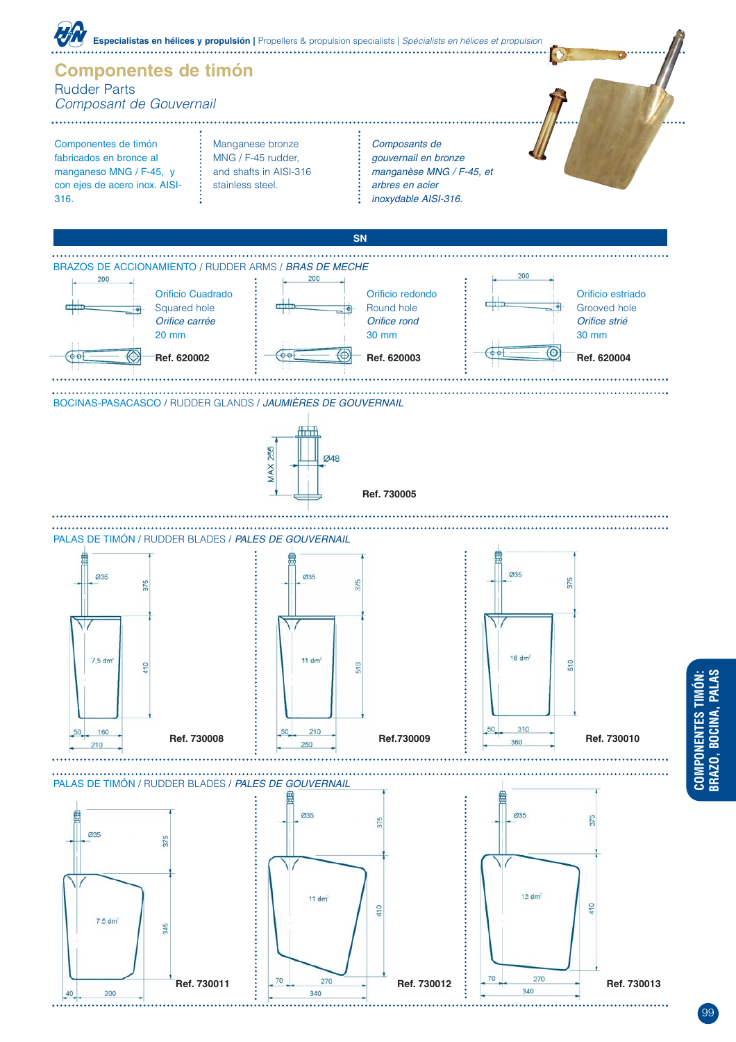# Componentes de timón

Rudder Parts

*Composant de Gouvernail*

Componentes de timón fabricados en bronce al manganeso MNG / F-45, y con ejes de acero inox. AISI-316.

Manganese bronze MNG / F-45 rudder, and shafts in AISI-316 stainless steel.

*Composants de gouvernail en bronze manganèse MNG / F-45, et arbres en acier inoxydable AISI-316.*

## SN

### BRAZOS DE ACCIONAMIENTO / RUDDER ARMS / *BRAS DE MECHE*

Orificio Cuadrado
Squared hole
*Orifice carrée*
20 mm
**Ref. 620002**

Orificio redondo
Round hole
*Orifice rond*
30 mm
**Ref. 620003**

Orificio estriado
Grooved hole
*Orifice strié*
30 mm
**Ref. 620004**

### BOCINAS-PASACASCO / RUDDER GLANDS / *JAUMIÈRES DE GOUVERNAIL*

MAX 255
Ø48
**Ref. 730005**

### PALAS DE TIMÓN / RUDDER BLADES / *PALES DE GOUVERNAIL*

Ø35 375 7,5 dm² 410 50 160 210
**Ref. 730008**

Ø35 375 11 dm² 510 50 210 260
**Ref.730009**

Ø35 375 16 dm² 510 50 310 360
**Ref. 730010**

### PALAS DE TIMÓN / RUDDER BLADES / *PALES DE GOUVERNAIL*

Ø35 375 7.5 dm² 345 40 200
**Ref. 730011**

Ø35 375 11 dm² 410 70 270 340
**Ref. 730012**

Ø35 375 13 dm² 410 70 270 340
**Ref. 730013**

COMPONENTES TIMÓN: BRAZO, BOCINA, PALAS